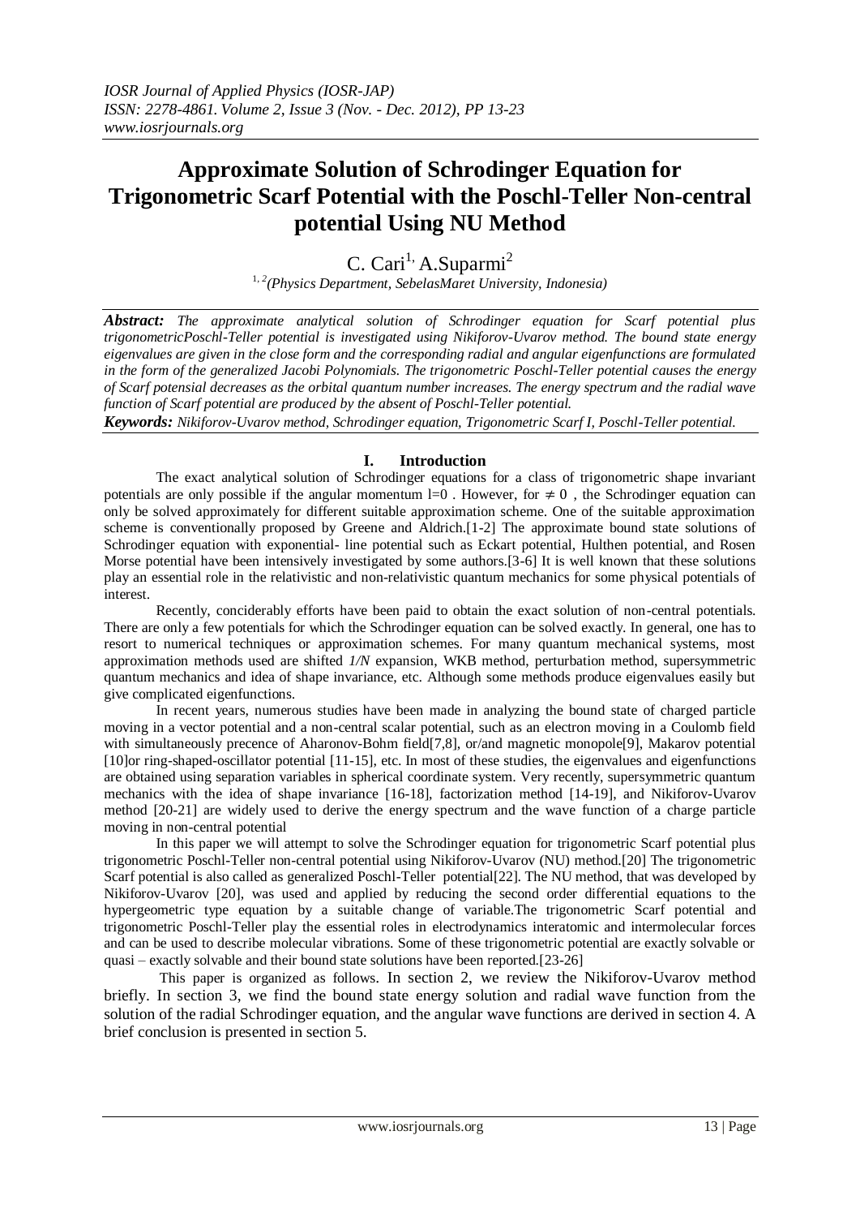*IOSR Journal of Applied Physics (IOSR-JAP)*
*ISSN: 2278-4861. Volume 2, Issue 3 (Nov. - Dec. 2012), PP 13-23*
*www.iosrjournals.org*

# Approximate Solution of Schrodinger Equation for Trigonometric Scarf Potential with the Poschl-Teller Non-central potential Using NU Method

C. Cari[1,] A.Suparmi[2]

[1, 2](Physics Department, SebelasMaret University, Indonesia)

***Abstract:*** *The approximate analytical solution of Schrodinger equation for Scarf potential plus trigonometricPoschl-Teller potential is investigated using Nikiforov-Uvarov method. The bound state energy eigenvalues are given in the close form and the corresponding radial and angular eigenfunctions are formulated in the form of the generalized Jacobi Polynomials. The trigonometric Poschl-Teller potential causes the energy of Scarf potensial decreases as the orbital quantum number increases. The energy spectrum and the radial wave function of Scarf potential are produced by the absent of Poschl-Teller potential.*

***Keywords:*** *Nikiforov-Uvarov method, Schrodinger equation, Trigonometric Scarf I, Poschl-Teller potential.*

## I. Introduction

The exact analytical solution of Schrodinger equations for a class of trigonometric shape invariant potentials are only possible if the angular momentum l=0 . However, for $\neq 0$ , the Schrodinger equation can only be solved approximately for different suitable approximation scheme. One of the suitable approximation scheme is conventionally proposed by Greene and Aldrich.[1-2] The approximate bound state solutions of Schrodinger equation with exponential- line potential such as Eckart potential, Hulthen potential, and Rosen Morse potential have been intensively investigated by some authors.[3-6] It is well known that these solutions play an essential role in the relativistic and non-relativistic quantum mechanics for some physical potentials of interest.

Recently, conciderably efforts have been paid to obtain the exact solution of non-central potentials. There are only a few potentials for which the Schrodinger equation can be solved exactly. In general, one has to resort to numerical techniques or approximation schemes. For many quantum mechanical systems, most approximation methods used are shifted *1/N* expansion, WKB method, perturbation method, supersymmetric quantum mechanics and idea of shape invariance, etc. Although some methods produce eigenvalues easily but give complicated eigenfunctions.

In recent years, numerous studies have been made in analyzing the bound state of charged particle moving in a vector potential and a non-central scalar potential, such as an electron moving in a Coulomb field with simultaneously precence of Aharonov-Bohm field[7,8], or/and magnetic monopole[9], Makarov potential [10]or ring-shaped-oscillator potential [11-15], etc. In most of these studies, the eigenvalues and eigenfunctions are obtained using separation variables in spherical coordinate system. Very recently, supersymmetric quantum mechanics with the idea of shape invariance [16-18], factorization method [14-19], and Nikiforov-Uvarov method [20-21] are widely used to derive the energy spectrum and the wave function of a charge particle moving in non-central potential

In this paper we will attempt to solve the Schrodinger equation for trigonometric Scarf potential plus trigonometric Poschl-Teller non-central potential using Nikiforov-Uvarov (NU) method.[20] The trigonometric Scarf potential is also called as generalized Poschl-Teller potential[22]. The NU method, that was developed by Nikiforov-Uvarov [20], was used and applied by reducing the second order differential equations to the hypergeometric type equation by a suitable change of variable.The trigonometric Scarf potential and trigonometric Poschl-Teller play the essential roles in electrodynamics interatomic and intermolecular forces and can be used to describe molecular vibrations. Some of these trigonometric potential are exactly solvable or quasi – exactly solvable and their bound state solutions have been reported.[23-26]

This paper is organized as follows. In section 2, we review the Nikiforov-Uvarov method briefly. In section 3, we find the bound state energy solution and radial wave function from the solution of the radial Schrodinger equation, and the angular wave functions are derived in section 4. A brief conclusion is presented in section 5.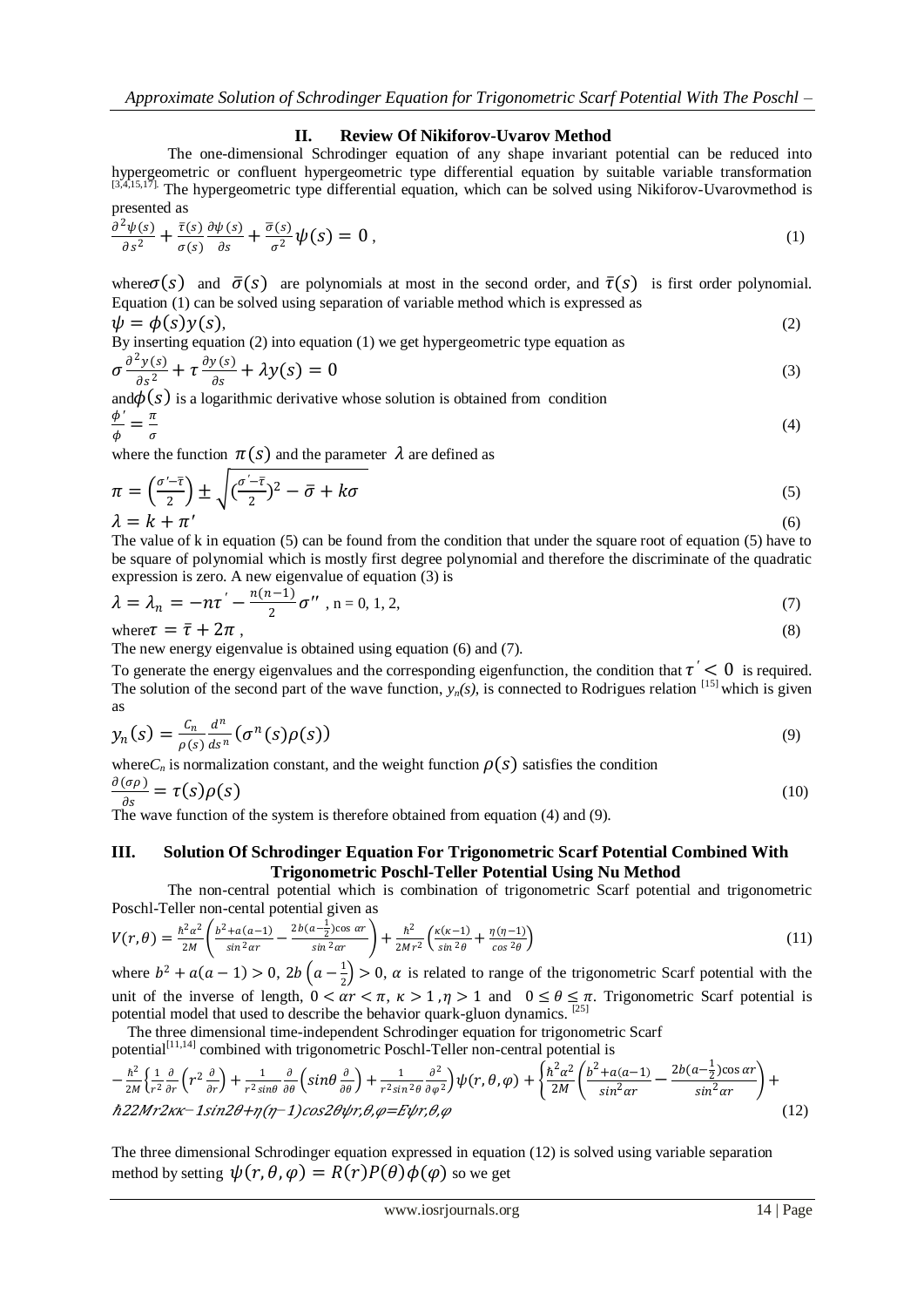## II. Review Of Nikiforov-Uvarov Method

The one-dimensional Schrodinger equation of any shape invariant potential can be reduced into hypergeometric or confluent hypergeometric type differential equation by suitable variable transformation [3,4,15,17]. The hypergeometric type differential equation, which can be solved using Nikiforov-Uvarovmethod is presented as

$$\frac{\partial^2\psi(s)}{\partial s^2} + \frac{\bar{\tau}(s)}{\sigma(s)}\frac{\partial\psi(s)}{\partial s} + \frac{\bar{\sigma}(s)}{\sigma^2}\psi(s) = 0\,, \tag{1}$$

where $\sigma(s)$ and $\bar{\sigma}(s)$ are polynomials at most in the second order, and $\bar{\tau}(s)$ is first order polynomial. Equation (1) can be solved using separation of variable method which is expressed as

$$\psi = \phi(s)y(s), \tag{2}$$

By inserting equation (2) into equation (1) we get hypergeometric type equation as

$$\sigma\frac{\partial^2 y(s)}{\partial s^2} + \tau\frac{\partial y(s)}{\partial s} + \lambda y(s) = 0 \tag{3}$$

and $\phi(s)$ is a logarithmic derivative whose solution is obtained from condition

$$\frac{\phi'}{\phi} = \frac{\pi}{\sigma} \tag{4}$$

where the function $\pi(s)$ and the parameter $\lambda$ are defined as

$$\pi = \left(\frac{\sigma' - \bar{\tau}}{2}\right) \pm \sqrt{\left(\frac{\sigma' - \bar{\tau}}{2}\right)^2 - \bar{\sigma} + k\sigma} \tag{5}$$

$$\lambda = k + \pi' \tag{6}$$

The value of k in equation (5) can be found from the condition that under the square root of equation (5) have to be square of polynomial which is mostly first degree polynomial and therefore the discriminate of the quadratic expression is zero. A new eigenvalue of equation (3) is

$$\lambda = \lambda_n = -n\tau' - \frac{n(n-1)}{2}\sigma''\ ,\ n = 0, 1, 2, \tag{7}$$

where $\tau = \bar{\tau} + 2\pi$ , (8)

The new energy eigenvalue is obtained using equation (6) and (7).

To generate the energy eigenvalues and the corresponding eigenfunction, the condition that $\tau' < 0$ is required. The solution of the second part of the wave function, $y_n(s)$, is connected to Rodrigues relation [15] which is given as

$$y_n(s) = \frac{C_n}{\rho(s)}\frac{d^n}{ds^n}\left(\sigma^n(s)\rho(s)\right) \tag{9}$$

where $C_n$ is normalization constant, and the weight function $\rho(s)$ satisfies the condition

$$\frac{\partial(\sigma\rho)}{\partial s} = \tau(s)\rho(s) \tag{10}$$

The wave function of the system is therefore obtained from equation (4) and (9).

## III. Solution Of Schrodinger Equation For Trigonometric Scarf Potential Combined With Trigonometric Poschl-Teller Potential Using Nu Method

The non-central potential which is combination of trigonometric Scarf potential and trigonometric Poschl-Teller non-cental potential given as

$$V(r,\theta) = \frac{\hbar^2\alpha^2}{2M}\left(\frac{b^2 + a(a-1)}{\sin^2\alpha r} - \frac{2b\left(a-\frac{1}{2}\right)\cos\alpha r}{\sin^2\alpha r}\right) + \frac{\hbar^2}{2Mr^2}\left(\frac{\kappa(\kappa-1)}{\sin^2\theta} + \frac{\eta(\eta-1)}{\cos^2\theta}\right) \tag{11}$$

where $b^2 + a(a-1) > 0$, $2b\left(a - \frac{1}{2}\right) > 0$, $\alpha$ is related to range of the trigonometric Scarf potential with the unit of the inverse of length, $0 < \alpha r < \pi$, $\kappa > 1$ ,$\eta > 1$ and $0 \leq \theta \leq \pi$. Trigonometric Scarf potential is potential model that used to describe the behavior quark-gluon dynamics. [25]

The three dimensional time-independent Schrodinger equation for trigonometric Scarf potential[11,14] combined with trigonometric Poschl-Teller non-central potential is

$$-\frac{\hbar^2}{2M}\left\{\frac{1}{r^2}\frac{\partial}{\partial r}\left(r^2\frac{\partial}{\partial r}\right) + \frac{1}{r^2\sin\theta}\frac{\partial}{\partial\theta}\left(\sin\theta\frac{\partial}{\partial\theta}\right) + \frac{1}{r^2\sin^2\theta}\frac{\partial^2}{\partial\varphi^2}\right\}\psi(r,\theta,\varphi) + \left\{\frac{\hbar^2\alpha^2}{2M}\left(\frac{b^2 + a(a-1)}{\sin^2\alpha r} - \frac{2b\left(a-\frac{1}{2}\right)\cos\alpha r}{\sin^2\alpha r}\right) + \frac{\hbar^2}{2Mr^2}\left(\frac{\kappa(\kappa-1)}{\sin^2\theta} + \frac{\eta(\eta-1)}{\cos^2\theta}\right)\right\}\psi(r,\theta,\varphi) = E\psi(r,\theta,\varphi) \tag{12}$$

The three dimensional Schrodinger equation expressed in equation (12) is solved using variable separation method by setting $\psi(r,\theta,\varphi) = R(r)P(\theta)\phi(\varphi)$ so we get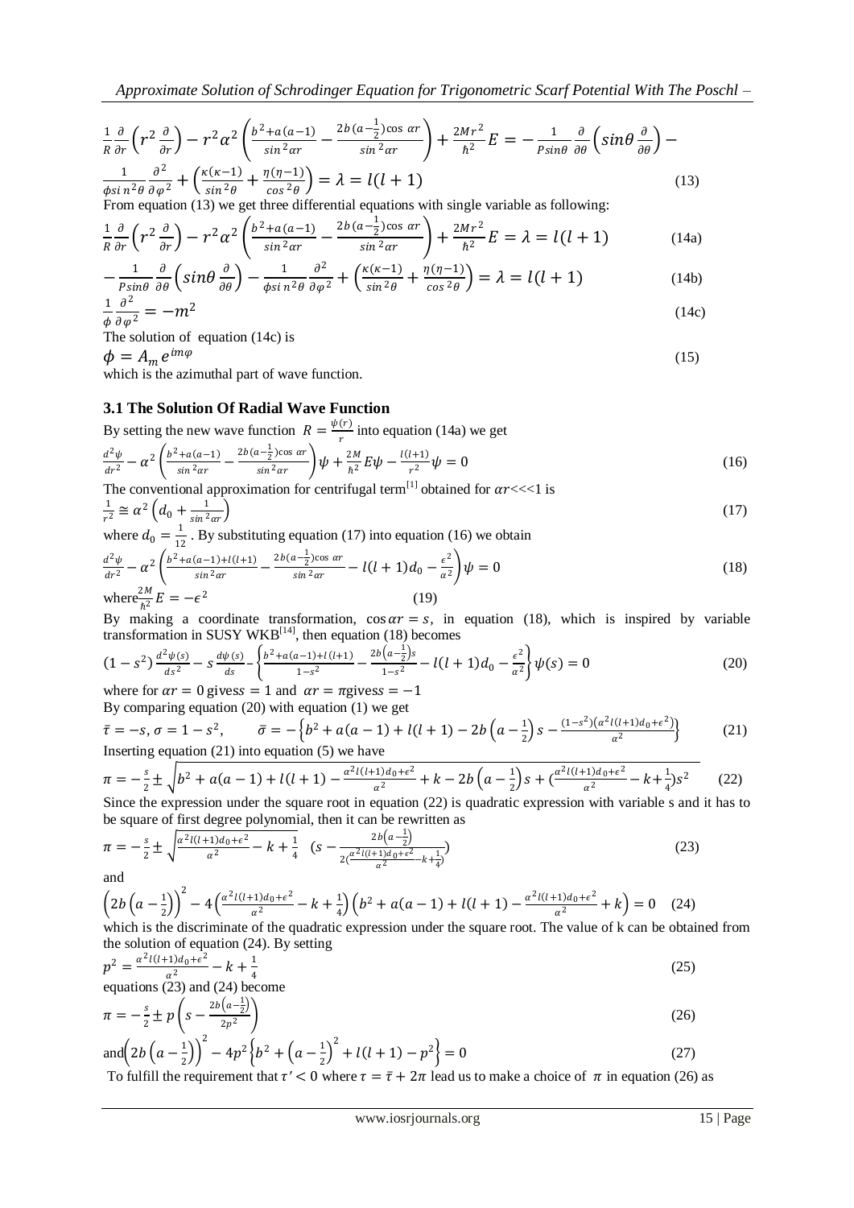$$\frac{1}{R}\frac{\partial}{\partial r}\left(r^2\frac{\partial}{\partial r}\right)-r^2\alpha^2\left(\frac{b^2+a(a-1)}{\sin^2\alpha r}-\frac{2b\left(a-\frac{1}{2}\right)\cos\alpha r}{\sin^2\alpha r}\right)+\frac{2Mr^2}{\hbar^2}E=-\frac{1}{P\sin\theta}\frac{\partial}{\partial\theta}\left(\sin\theta\frac{\partial}{\partial\theta}\right)-\frac{1}{\phi\sin^2\theta}\frac{\partial^2}{\partial\varphi^2}+\left(\frac{\kappa(\kappa-1)}{\sin^2\theta}+\frac{\eta(\eta-1)}{\cos^2\theta}\right)=\lambda=l(l+1) \tag{13}$$

From equation (13) we get three differential equations with single variable as following:

$$\frac{1}{R}\frac{\partial}{\partial r}\left(r^2\frac{\partial}{\partial r}\right)-r^2\alpha^2\left(\frac{b^2+a(a-1)}{\sin^2\alpha r}-\frac{2b\left(a-\frac{1}{2}\right)\cos\alpha r}{\sin^2\alpha r}\right)+\frac{2Mr^2}{\hbar^2}E=\lambda=l(l+1) \tag{14a}$$

$$-\frac{1}{P\sin\theta}\frac{\partial}{\partial\theta}\left(\sin\theta\frac{\partial}{\partial\theta}\right)-\frac{1}{\phi\sin^2\theta}\frac{\partial^2}{\partial\varphi^2}+\left(\frac{\kappa(\kappa-1)}{\sin^2\theta}+\frac{\eta(\eta-1)}{\cos^2\theta}\right)=\lambda=l(l+1) \tag{14b}$$

$$\frac{1}{\phi}\frac{\partial^2}{\partial\varphi^2}=-m^2 \tag{14c}$$

The solution of equation (14c) is

$$\phi=A_m e^{im\varphi} \tag{15}$$

which is the azimuthal part of wave function.

### 3.1 The Solution Of Radial Wave Function

By setting the new wave function $R=\frac{\psi(r)}{r}$ into equation (14a) we get

$$\frac{d^2\psi}{dr^2}-\alpha^2\left(\frac{b^2+a(a-1)}{\sin^2\alpha r}-\frac{2b\left(a-\frac{1}{2}\right)\cos\alpha r}{\sin^2\alpha r}\right)\psi+\frac{2M}{\hbar^2}E\psi-\frac{l(l+1)}{r^2}\psi=0 \tag{16}$$

The conventional approximation for centrifugal term[1] obtained for $\alpha r<<<1$ is

$$\frac{1}{r^2}\cong\alpha^2\left(d_0+\frac{1}{\sin^2\alpha r}\right) \tag{17}$$

where $d_0=\frac{1}{12}$. By substituting equation (17) into equation (16) we obtain

$$\frac{d^2\psi}{dr^2}-\alpha^2\left(\frac{b^2+a(a-1)+l(l+1)}{\sin^2\alpha r}-\frac{2b\left(a-\frac{1}{2}\right)\cos\alpha r}{\sin^2\alpha r}-l(l+1)d_0-\frac{\epsilon^2}{\alpha^2}\right)\psi=0 \tag{18}$$

where $\frac{2M}{\hbar^2}E=-\epsilon^2$ (19)

By making a coordinate transformation, $\cos\alpha r=s$, in equation (18), which is inspired by variable transformation in SUSY WKB[14], then equation (18) becomes

$$(1-s^2)\frac{d^2\psi(s)}{ds^2}-s\frac{d\psi(s)}{ds}-\left\{\frac{b^2+a(a-1)+l(l+1)}{1-s^2}-\frac{2b\left(a-\frac{1}{2}\right)s}{1-s^2}-l(l+1)d_0-\frac{\epsilon^2}{\alpha^2}\right\}\psi(s)=0 \tag{20}$$

where for $\alpha r=0$ gives $s=1$ and $\alpha r=\pi$ gives $s=-1$

By comparing equation (20) with equation (1) we get

$$\bar{\tau}=-s,\ \sigma=1-s^2,\qquad \bar{\sigma}=-\left\{b^2+a(a-1)+l(l+1)-2b\left(a-\frac{1}{2}\right)s-\frac{(1-s^2)\left(\alpha^2 l(l+1)d_0+\epsilon^2\right)}{\alpha^2}\right\} \tag{21}$$

Inserting equation (21) into equation (5) we have

$$\pi=-\frac{s}{2}\pm\sqrt{b^2+a(a-1)+l(l+1)-\frac{\alpha^2 l(l+1)d_0+\epsilon^2}{\alpha^2}+k-2b\left(a-\frac{1}{2}\right)s+\left(\frac{\alpha^2 l(l+1)d_0+\epsilon^2}{\alpha^2}-k+\frac{1}{4}\right)s^2} \tag{22}$$

Since the expression under the square root in equation (22) is quadratic expression with variable s and it has to be square of first degree polynomial, then it can be rewritten as

$$\pi=-\frac{s}{2}\pm\sqrt{\frac{\alpha^2 l(l+1)d_0+\epsilon^2}{\alpha^2}-k+\frac{1}{4}}\quad\left(s-\frac{2b\left(a-\frac{1}{2}\right)}{2\left(\frac{\alpha^2 l(l+1)d_0+\epsilon^2}{\alpha^2}-k+\frac{1}{4}\right)}\right) \tag{23}$$

and

$$\left(2b\left(a-\frac{1}{2}\right)\right)^2-4\left(\frac{\alpha^2 l(l+1)d_0+\epsilon^2}{\alpha^2}-k+\frac{1}{4}\right)\left(b^2+a(a-1)+l(l+1)-\frac{\alpha^2 l(l+1)d_0+\epsilon^2}{\alpha^2}+k\right)=0 \tag{24}$$

which is the discriminate of the quadratic expression under the square root. The value of k can be obtained from the solution of equation (24). By setting

$$p^2=\frac{\alpha^2 l(l+1)d_0+\epsilon^2}{\alpha^2}-k+\frac{1}{4} \tag{25}$$

equations (23) and (24) become

$$\pi=-\frac{s}{2}\pm p\left(s-\frac{2b\left(a-\frac{1}{2}\right)}{2p^2}\right) \tag{26}$$

and

$$\left(2b\left(a-\frac{1}{2}\right)\right)^2-4p^2\left\{b^2+\left(a-\frac{1}{2}\right)^2+l(l+1)-p^2\right\}=0 \tag{27}$$

To fulfill the requirement that $\tau'<0$ where $\tau=\bar{\tau}+2\pi$ lead us to make a choice of $\pi$ in equation (26) as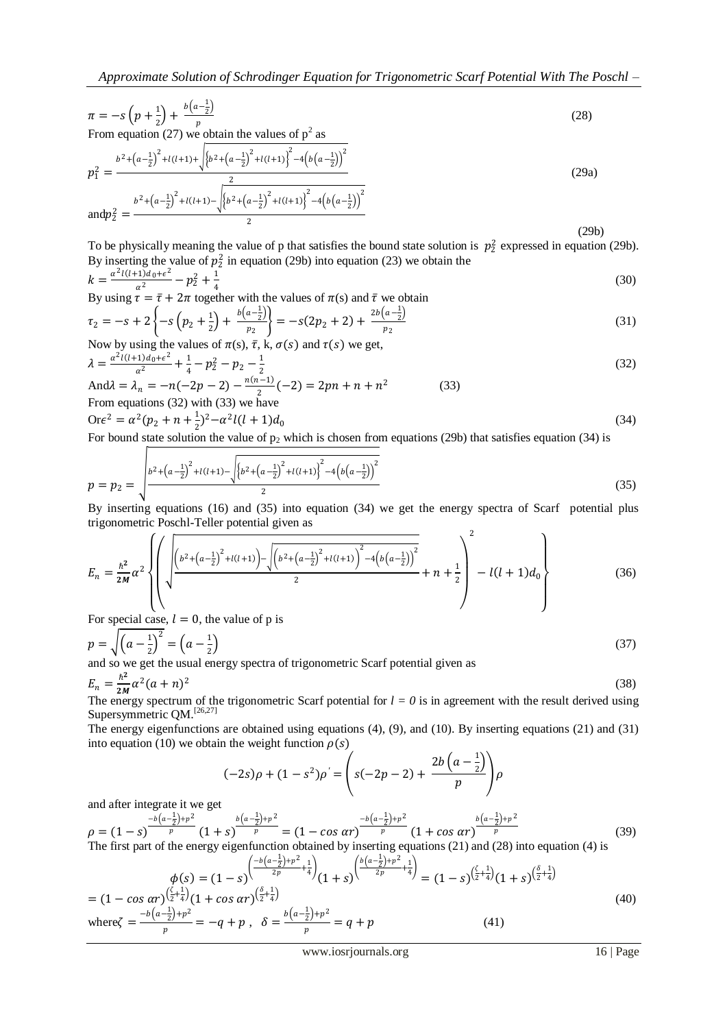$$\pi = -s\left(p + \frac{1}{2}\right) + \frac{b\left(a - \frac{1}{2}\right)}{p} \tag{28}$$

From equation (27) we obtain the values of $p^2$ as

$$p_1^2 = \frac{b^2 + \left(a - \frac{1}{2}\right)^2 + l(l+1) + \sqrt{\left\{b^2 + \left(a - \frac{1}{2}\right)^2 + l(l+1)\right\}^2 - 4\left(b\left(a - \frac{1}{2}\right)\right)^2}}{2} \tag{29a}$$

and
$$p_2^2 = \frac{b^2 + \left(a - \frac{1}{2}\right)^2 + l(l+1) - \sqrt{\left\{b^2 + \left(a - \frac{1}{2}\right)^2 + l(l+1)\right\}^2 - 4\left(b\left(a - \frac{1}{2}\right)\right)^2}}{2} \tag{29b}$$

To be physically meaning the value of p that satisfies the bound state solution is $p_2^2$ expressed in equation (29b). By inserting the value of $p_2^2$ in equation (29b) into equation (23) we obtain the

$$k = \frac{\alpha^2 l(l+1)d_0 + \epsilon^2}{\alpha^2} - p_2^2 + \frac{1}{4} \tag{30}$$

By using $\tau = \bar{\tau} + 2\pi$ together with the values of $\pi(s)$ and $\bar{\tau}$ we obtain

$$\tau_2 = -s + 2\left\{-s\left(p_2 + \frac{1}{2}\right) + \frac{b\left(a - \frac{1}{2}\right)}{p_2}\right\} = -s(2p_2 + 2) + \frac{2b\left(a - \frac{1}{2}\right)}{p_2} \tag{31}$$

Now by using the values of $\pi(s)$, $\bar{\tau}$, k, $\sigma(s)$ and $\tau(s)$ we get,

$$\lambda = \frac{\alpha^2 l(l+1)d_0 + \epsilon^2}{\alpha^2} + \frac{1}{4} - p_2^2 - p_2 - \frac{1}{2} \tag{32}$$

And
$$\lambda = \lambda_n = -n(-2p - 2) - \frac{n(n-1)}{2}(-2) = 2pn + n + n^2 \tag{33}$$

From equations (32) with (33) we have

Or
$$\epsilon^2 = \alpha^2\left(p_2 + n + \frac{1}{2}\right)^2 - \alpha^2 l(l+1)d_0 \tag{34}$$

For bound state solution the value of $p_2$ which is chosen from equations (29b) that satisfies equation (34) is

$$p = p_2 = \sqrt{\frac{b^2 + \left(a - \frac{1}{2}\right)^2 + l(l+1) - \sqrt{\left\{b^2 + \left(a - \frac{1}{2}\right)^2 + l(l+1)\right\}^2 - 4\left(b\left(a - \frac{1}{2}\right)\right)^2}}{2}} \tag{35}$$

By inserting equations (16) and (35) into equation (34) we get the energy spectra of Scarf potential plus trigonometric Poschl-Teller potential given as

$$E_n = \frac{\hbar^2}{2M}\alpha^2\left\{\left(\sqrt{\frac{\left(b^2 + \left(a - \frac{1}{2}\right)^2 + l(l+1)\right) - \sqrt{\left(b^2 + \left(a - \frac{1}{2}\right)^2 + l(l+1)\right)^2 - 4\left(b\left(a - \frac{1}{2}\right)\right)^2}}{2}} + n + \frac{1}{2}\right)^2 - l(l+1)d_0\right\} \tag{36}$$

For special case, $l = 0$, the value of p is

$$p = \sqrt{\left(a - \frac{1}{2}\right)^2} = \left(a - \frac{1}{2}\right) \tag{37}$$

and so we get the usual energy spectra of trigonometric Scarf potential given as

$$E_n = \frac{\hbar^2}{2M}\alpha^2(a + n)^2 \tag{38}$$

The energy spectrum of the trigonometric Scarf potential for $l = 0$ is in agreement with the result derived using Supersymmetric QM.[26,27]

The energy eigenfunctions are obtained using equations (4), (9), and (10). By inserting equations (21) and (31) into equation (10) we obtain the weight function $\rho(s)$

$$(-2s)\rho + (1 - s^2)\rho' = \left(s(-2p - 2) + \frac{2b\left(a - \frac{1}{2}\right)}{p}\right)\rho$$

and after integrate it we get

$$\rho = (1 - s)^{\frac{-b\left(a - \frac{1}{2}\right) + p^2}{p}}(1 + s)^{\frac{b\left(a - \frac{1}{2}\right) + p^2}{p}} = (1 - \cos \alpha r)^{\frac{-b\left(a - \frac{1}{2}\right) + p^2}{p}}(1 + \cos \alpha r)^{\frac{b\left(a - \frac{1}{2}\right) + p^2}{p}} \tag{39}$$

The first part of the energy eigenfunction obtained by inserting equations (21) and (28) into equation (4) is

$$\phi(s) = (1 - s)^{\left(\frac{-b\left(a - \frac{1}{2}\right) + p^2}{2p} + \frac{1}{4}\right)}(1 + s)^{\left(\frac{b\left(a - \frac{1}{2}\right) + p^2}{2p} + \frac{1}{4}\right)} = (1 - s)^{\left(\frac{\zeta}{2} + \frac{1}{4}\right)}(1 + s)^{\left(\frac{\delta}{2} + \frac{1}{4}\right)}$$
$$= (1 - \cos \alpha r)^{\left(\frac{\zeta}{2} + \frac{1}{4}\right)}(1 + \cos \alpha r)^{\left(\frac{\delta}{2} + \frac{1}{4}\right)} \tag{40}$$

where
$$\zeta = \frac{-b\left(a - \frac{1}{2}\right) + p^2}{p} = -q + p, \quad \delta = \frac{b\left(a - \frac{1}{2}\right) + p^2}{p} = q + p \tag{41}$$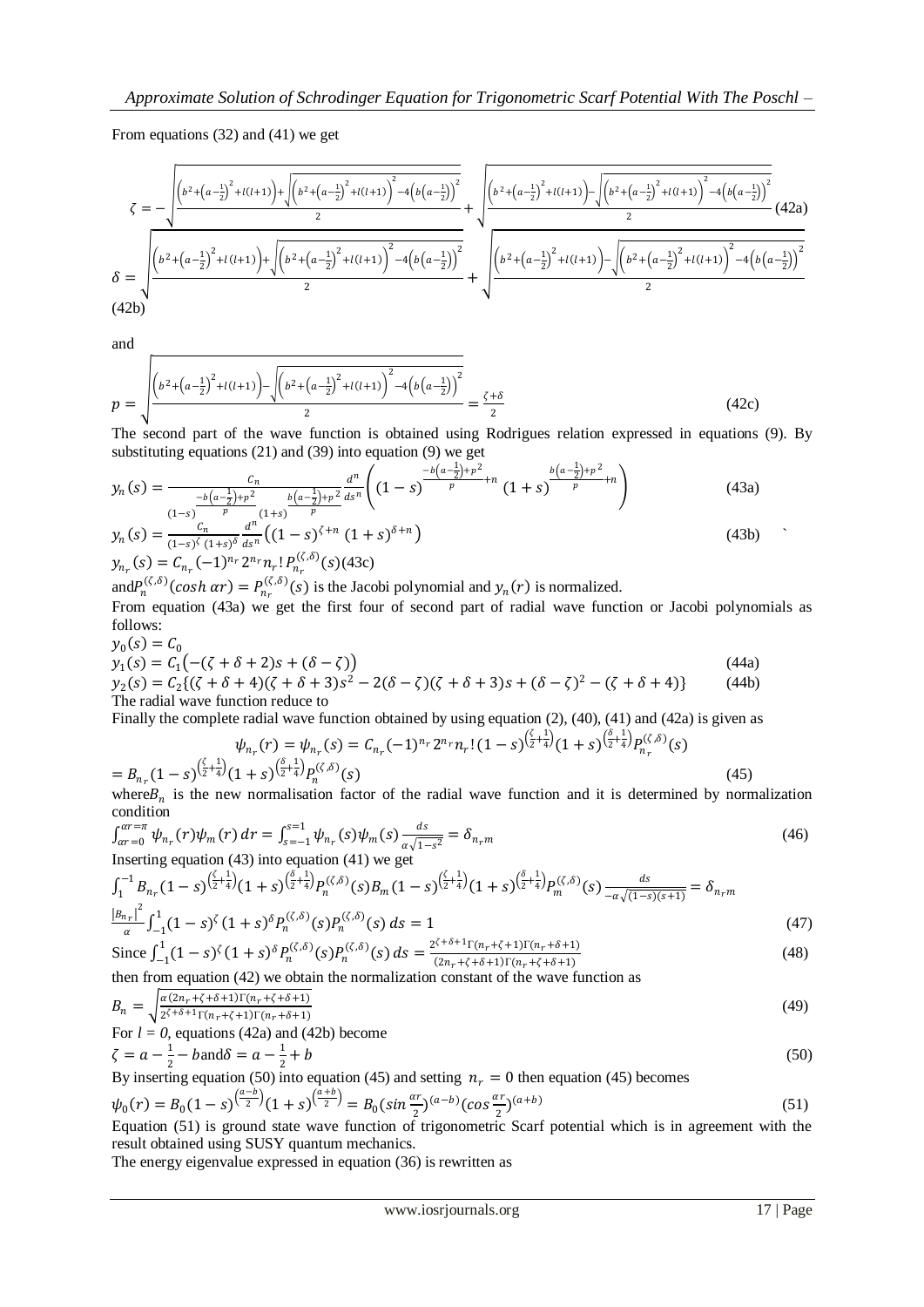From equations (32) and (41) we get

$$\zeta = -\sqrt{\frac{\left(b^2+\left(a-\frac{1}{2}\right)^2+l(l+1)\right)+\sqrt{\left(b^2+\left(a-\frac{1}{2}\right)^2+l(l+1)\right)^2-4\left(b\left(a-\frac{1}{2}\right)\right)^2}}{2}} + \sqrt{\frac{\left(b^2+\left(a-\frac{1}{2}\right)^2+l(l+1)\right)-\sqrt{\left(b^2+\left(a-\frac{1}{2}\right)^2+l(l+1)\right)^2-4\left(b\left(a-\frac{1}{2}\right)\right)^2}}{2}} \quad (42a)$$

$$\delta = \sqrt{\frac{\left(b^2+\left(a-\frac{1}{2}\right)^2+l(l+1)\right)+\sqrt{\left(b^2+\left(a-\frac{1}{2}\right)^2+l(l+1)\right)^2-4\left(b\left(a-\frac{1}{2}\right)\right)^2}}{2}} + \sqrt{\frac{\left(b^2+\left(a-\frac{1}{2}\right)^2+l(l+1)\right)-\sqrt{\left(b^2+\left(a-\frac{1}{2}\right)^2+l(l+1)\right)^2-4\left(b\left(a-\frac{1}{2}\right)\right)^2}}{2}}$$

(42b)

and

$$p = \sqrt{\frac{\left(b^2+\left(a-\frac{1}{2}\right)^2+l(l+1)\right)-\sqrt{\left(b^2+\left(a-\frac{1}{2}\right)^2+l(l+1)\right)^2-4\left(b\left(a-\frac{1}{2}\right)\right)^2}}{2}} = \frac{\zeta+\delta}{2} \quad (42c)$$

The second part of the wave function is obtained using Rodrigues relation expressed in equations (9). By substituting equations (21) and (39) into equation (9) we get

$$y_n(s) = \frac{C_n}{(1-s)^{\frac{-b\left(a-\frac{1}{2}\right)+p^2}{p}}(1+s)^{\frac{b\left(a-\frac{1}{2}\right)+p^2}{p}}}\frac{d^n}{ds^n}\left((1-s)^{\frac{-b\left(a-\frac{1}{2}\right)+p^2}{p}+n}(1+s)^{\frac{b\left(a-\frac{1}{2}\right)+p^2}{p}+n}\right) \quad (43a)$$

$$y_n(s) = \frac{C_n}{(1-s)^{\zeta}(1+s)^{\delta}}\frac{d^n}{ds^n}\left((1-s)^{\zeta+n}(1+s)^{\delta+n}\right) \quad (43b)$$

$$y_{n_r}(s) = C_{n_r}(-1)^{n_r}2^{n_r}n_r!\,P_{n_r}^{(\zeta,\delta)}(s) \quad (43c)$$

and $P_n^{(\zeta,\delta)}(\cosh\alpha r) = P_{n_r}^{(\zeta,\delta)}(s)$ is the Jacobi polynomial and $y_n(r)$ is normalized.

From equation (43a) we get the first four of second part of radial wave function or Jacobi polynomials as follows:

$$y_0(s) = C_0$$

$$y_1(s) = C_1\left(-(\zeta+\delta+2)s+(\delta-\zeta)\right) \quad (44a)$$

$$y_2(s) = C_2\{(\zeta+\delta+4)(\zeta+\delta+3)s^2-2(\delta-\zeta)(\zeta+\delta+3)s+(\delta-\zeta)^2-(\zeta+\delta+4)\} \quad (44b)$$

The radial wave function reduce to

Finally the complete radial wave function obtained by using equation (2), (40), (41) and (42a) is given as

$$\psi_{n_r}(r) = \psi_{n_r}(s) = C_{n_r}(-1)^{n_r}2^{n_r}n_r!\,(1-s)^{\left(\frac{\zeta}{2}+\frac{1}{4}\right)}(1+s)^{\left(\frac{\delta}{2}+\frac{1}{4}\right)}P_{n_r}^{(\zeta,\delta)}(s)$$

$$= B_{n_r}(1-s)^{\left(\frac{\zeta}{2}+\frac{1}{4}\right)}(1+s)^{\left(\frac{\delta}{2}+\frac{1}{4}\right)}P_n^{(\zeta,\delta)}(s) \quad (45)$$

where $B_n$ is the new normalisation factor of the radial wave function and it is determined by normalization condition

$$\int_{\alpha r=0}^{\alpha r=\pi}\psi_{n_r}(r)\psi_m(r)\,dr = \int_{s=-1}^{s=1}\psi_{n_r}(s)\psi_m(s)\frac{ds}{\alpha\sqrt{1-s^2}} = \delta_{n_r m} \quad (46)$$

Inserting equation (43) into equation (41) we get

$$\int_1^{-1}B_{n_r}(1-s)^{\left(\frac{\zeta}{2}+\frac{1}{4}\right)}(1+s)^{\left(\frac{\delta}{2}+\frac{1}{4}\right)}P_n^{(\zeta,\delta)}(s)B_m(1-s)^{\left(\frac{\zeta}{2}+\frac{1}{4}\right)}(1+s)^{\left(\frac{\delta}{2}+\frac{1}{4}\right)}P_m^{(\zeta,\delta)}(s)\frac{ds}{-\alpha\sqrt{(1-s)(s+1)}} = \delta_{n_r m}$$

$$\frac{\left|B_{n_r}\right|^2}{\alpha}\int_{-1}^{1}(1-s)^{\zeta}(1+s)^{\delta}P_n^{(\zeta,\delta)}(s)P_n^{(\zeta,\delta)}(s)\,ds = 1 \quad (47)$$

Since $\int_{-1}^{1}(1-s)^{\zeta}(1+s)^{\delta}P_n^{(\zeta,\delta)}(s)P_n^{(\zeta,\delta)}(s)\,ds = \frac{2^{\zeta+\delta+1}\Gamma(n_r+\zeta+1)\Gamma(n_r+\delta+1)}{(2n_r+\zeta+\delta+1)\Gamma(n_r+\zeta+\delta+1)}$ (48)

then from equation (42) we obtain the normalization constant of the wave function as

$$B_n = \sqrt{\frac{\alpha(2n_r+\zeta+\delta+1)\Gamma(n_r+\zeta+\delta+1)}{2^{\zeta+\delta+1}\Gamma(n_r+\zeta+1)\Gamma(n_r+\delta+1)}} \quad (49)$$

For $l = 0$, equations (42a) and (42b) become

$$\zeta = a-\frac{1}{2}-b \text{ and } \delta = a-\frac{1}{2}+b \quad (50)$$

By inserting equation (50) into equation (45) and setting $n_r = 0$ then equation (45) becomes

$$\psi_0(r) = B_0(1-s)^{\left(\frac{a-b}{2}\right)}(1+s)^{\left(\frac{a+b}{2}\right)} = B_0\left(\sin\frac{\alpha r}{2}\right)^{(a-b)}\left(\cos\frac{\alpha r}{2}\right)^{(a+b)} \quad (51)$$

Equation (51) is ground state wave function of trigonometric Scarf potential which is in agreement with the result obtained using SUSY quantum mechanics.

The energy eigenvalue expressed in equation (36) is rewritten as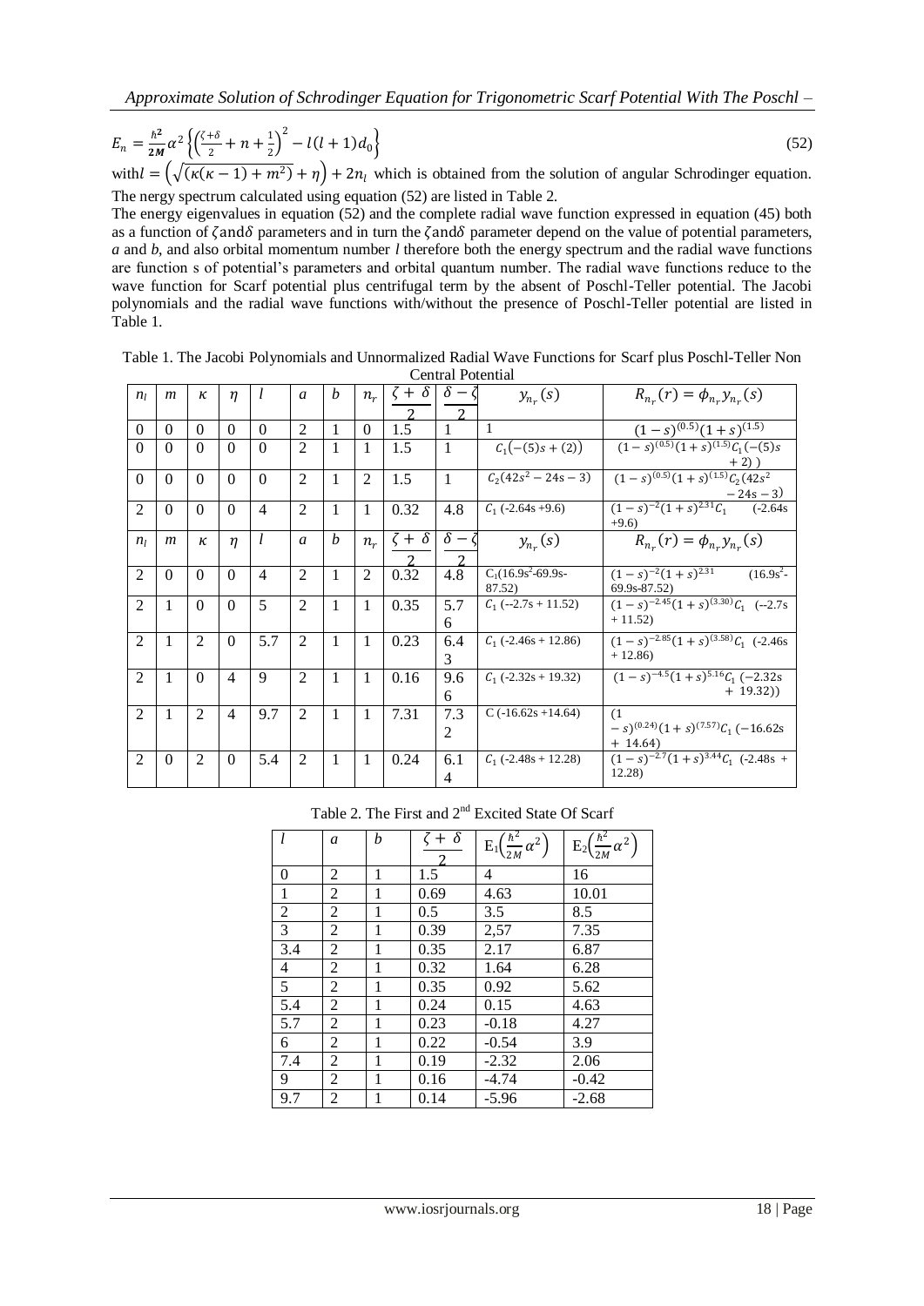$$E_n = \frac{\hbar^2}{2M}\alpha^2\left\{\left(\frac{\zeta+\delta}{2}+n+\frac{1}{2}\right)^2 - l(l+1)d_0\right\} \tag{52}$$

with $l = \left(\sqrt{(\kappa(\kappa-1)+m^2)}+\eta\right)+2n_l$ which is obtained from the solution of angular Schrodinger equation. The nergy spectrum calculated using equation (52) are listed in Table 2.

The energy eigenvalues in equation (52) and the complete radial wave function expressed in equation (45) both as a function of $\zeta$and$\delta$ parameters and in turn the $\zeta$and$\delta$ parameter depend on the value of potential parameters, *a* and *b*, and also orbital momentum number *l* therefore both the energy spectrum and the radial wave functions are function s of potential's parameters and orbital quantum number. The radial wave functions reduce to the wave function for Scarf potential plus centrifugal term by the absent of Poschl-Teller potential. The Jacobi polynomials and the radial wave functions with/without the presence of Poschl-Teller potential are listed in Table 1.

Table 1. The Jacobi Polynomials and Unnormalized Radial Wave Functions for Scarf plus Poschl-Teller Non Central Potential

| $n_l$ | $m$ | $\kappa$ | $\eta$ | $l$ | $a$ | $b$ | $n_r$ | $\frac{\zeta+\delta}{2}$ | $\frac{\delta-\zeta}{2}$ | $y_{n_r}(s)$ | $R_{n_r}(r)=\phi_{n_r}y_{n_r}(s)$ |
|---|---|---|---|---|---|---|---|---|---|---|---|
| 0 | 0 | 0 | 0 | 0 | 2 | 1 | 0 | 1.5 | 1 | 1 | $(1-s)^{(0.5)}(1+s)^{(1.5)}$ |
| 0 | 0 | 0 | 0 | 0 | 2 | 1 | 1 | 1.5 | 1 | $C_1(-(5)s+(2))$ | $(1-s)^{(0.5)}(1+s)^{(1.5)}C_1(-(5)s+2))$ |
| 0 | 0 | 0 | 0 | 0 | 2 | 1 | 2 | 1.5 | 1 | $C_2(42s^2-24s-3)$ | $(1-s)^{(0.5)}(1+s)^{(1.5)}C_2(42s^2-24s-3)$ |
| 2 | 0 | 0 | 0 | 4 | 2 | 1 | 1 | 0.32 | 4.8 | $C_1$ (-2.64s +9.6) | $(1-s)^{-2}(1+s)^{2.31}C_1$ (-2.64s +9.6) |
| 2 | 0 | 0 | 0 | 4 | 2 | 1 | 2 | 0.32 | 4.8 | $C_1(16.9s^2$-69.9s-87.52) | $(1-s)^{-2}(1+s)^{2.31}$ $(16.9s^2$-69.9s-87.52) |
| 2 | 1 | 0 | 0 | 5 | 2 | 1 | 1 | 0.35 | 5.76 | $C_1$ (--2.7s + 11.52) | $(1-s)^{-2.45}(1+s)^{(3.30)}C_1$ (--2.7s + 11.52) |
| 2 | 1 | 2 | 0 | 5.7 | 2 | 1 | 1 | 0.23 | 6.43 | $C_1$ (-2.46s + 12.86) | $(1-s)^{-2.85}(1+s)^{(3.58)}C_1$ (-2.46s + 12.86) |
| 2 | 1 | 0 | 4 | 9 | 2 | 1 | 1 | 0.16 | 9.66 | $C_1$ (-2.32s + 19.32) | $(1-s)^{-4.5}(1+s)^{5.16}C_1(-2.32s+19.32))$ |
| 2 | 1 | 2 | 4 | 9.7 | 2 | 1 | 1 | 7.31 | 7.32 | C (-16.62s +14.64) | $(1-s)^{(0.24)}(1+s)^{(7.57)}C_1(-16.62s+14.64)$ |
| 2 | 0 | 2 | 0 | 5.4 | 2 | 1 | 1 | 0.24 | 6.14 | $C_1$ (-2.48s + 12.28) | $(1-s)^{-2.7}(1+s)^{3.44}C_1$ (-2.48s + 12.28) |

Table 2. The First and 2nd Excited State Of Scarf

| $l$ | $a$ | $b$ | $\frac{\zeta+\delta}{2}$ | $E_1\left(\frac{\hbar^2}{2M}\alpha^2\right)$ | $E_2\left(\frac{\hbar^2}{2M}\alpha^2\right)$ |
|---|---|---|---|---|---|
| 0 | 2 | 1 | 1.5 | 4 | 16 |
| 1 | 2 | 1 | 0.69 | 4.63 | 10.01 |
| 2 | 2 | 1 | 0.5 | 3.5 | 8.5 |
| 3 | 2 | 1 | 0.39 | 2,57 | 7.35 |
| 3.4 | 2 | 1 | 0.35 | 2.17 | 6.87 |
| 4 | 2 | 1 | 0.32 | 1.64 | 6.28 |
| 5 | 2 | 1 | 0.35 | 0.92 | 5.62 |
| 5.4 | 2 | 1 | 0.24 | 0.15 | 4.63 |
| 5.7 | 2 | 1 | 0.23 | -0.18 | 4.27 |
| 6 | 2 | 1 | 0.22 | -0.54 | 3.9 |
| 7.4 | 2 | 1 | 0.19 | -2.32 | 2.06 |
| 9 | 2 | 1 | 0.16 | -4.74 | -0.42 |
| 9.7 | 2 | 1 | 0.14 | -5.96 | -2.68 |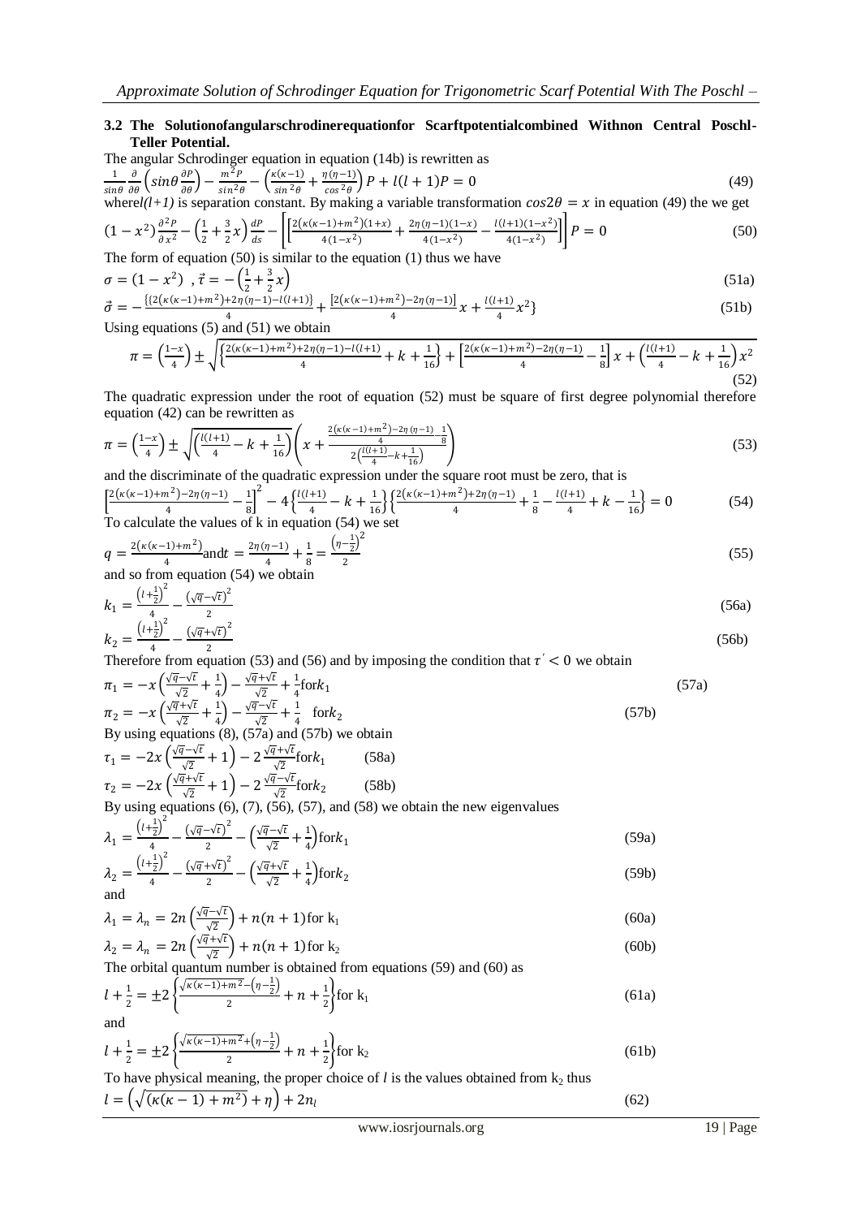### 3.2 The Solutionofangularschrodinerequationfor Scarftpotentialcombined Withnon Central Poschl-Teller Potential.

The angular Schrodinger equation in equation (14b) is rewritten as

$$\frac{1}{\sin\theta}\frac{\partial}{\partial\theta}\left(\sin\theta\frac{\partial P}{\partial\theta}\right)-\frac{m^2P}{\sin^2\theta}-\left(\frac{\kappa(\kappa-1)}{\sin^2\theta}+\frac{\eta(\eta-1)}{\cos^2\theta}\right)P+l(l+1)P=0 \tag{49}$$

where $l(l+1)$ is separation constant. By making a variable transformation $\cos 2\theta = x$ in equation (49) the we get

$$(1-x^2)\frac{\partial^2 P}{\partial x^2}-\left(\frac{1}{2}+\frac{3}{2}x\right)\frac{dP}{ds}-\left[\left[\frac{2\left(\kappa(\kappa-1)+m^2\right)(1+x)}{4(1-x^2)}+\frac{2\eta(\eta-1)(1-x)}{4(1-x^2)}-\frac{l(l+1)(1-x^2)}{4(1-x^2)}\right]\right]P=0 \tag{50}$$

The form of equation (50) is similar to the equation (1) thus we have

$$\sigma=(1-x^2)\ ,\ \vec{\tau}=-\left(\frac{1}{2}+\frac{3}{2}x\right) \tag{51a}$$

$$\vec{\sigma}=-\frac{\{2\left(\kappa(\kappa-1)+m^2\right)+2\eta(\eta-1)-l(l+1)\}}{4}+\frac{\left[2\left(\kappa(\kappa-1)+m^2\right)-2\eta(\eta-1)\right]}{4}x+\frac{l(l+1)}{4}x^2\} \tag{51b}$$

Using equations (5) and (51) we obtain

$$\pi=\left(\frac{1-x}{4}\right)\pm\sqrt{\left\{\frac{2\left(\kappa(\kappa-1)+m^2\right)+2\eta(\eta-1)-l(l+1)}{4}+k+\frac{1}{16}\right\}+\left[\frac{2\left(\kappa(\kappa-1)+m^2\right)-2\eta(\eta-1)}{4}-\frac{1}{8}\right]x+\left(\frac{l(l+1)}{4}-k+\frac{1}{16}\right)x^2} \tag{52}$$

The quadratic expression under the root of equation (52) must be square of first degree polynomial therefore equation (42) can be rewritten as

$$\pi=\left(\frac{1-x}{4}\right)\pm\sqrt{\left(\frac{l(l+1)}{4}-k+\frac{1}{16}\right)}\left(x+\frac{\frac{2\left(\kappa(\kappa-1)+m^2\right)-2\eta(\eta-1)}{4}-\frac{1}{8}}{2\left(\frac{l(l+1)}{4}-k+\frac{1}{16}\right)}\right) \tag{53}$$

and the discriminate of the quadratic expression under the square root must be zero, that is

$$\left[\frac{2\left(\kappa(\kappa-1)+m^2\right)-2\eta(\eta-1)}{4}-\frac{1}{8}\right]^2-4\left\{\frac{l(l+1)}{4}-k+\frac{1}{16}\right\}\left\{\frac{2\left(\kappa(\kappa-1)+m^2\right)+2\eta(\eta-1)}{4}+\frac{1}{8}-\frac{l(l+1)}{4}+k-\frac{1}{16}\right\}=0 \tag{54}$$

To calculate the values of k in equation (54) we set

$$q=\frac{2\left(\kappa(\kappa-1)+m^2\right)}{4}\text{and}\ t=\frac{2\eta(\eta-1)}{4}+\frac{1}{8}=\frac{\left(\eta-\frac{1}{2}\right)^2}{2} \tag{55}$$

and so from equation (54) we obtain

$$k_1=\frac{\left(l+\frac{1}{2}\right)^2}{4}-\frac{\left(\sqrt{q}-\sqrt{t}\right)^2}{2} \tag{56a}$$

$$k_2=\frac{\left(l+\frac{1}{2}\right)^2}{4}-\frac{\left(\sqrt{q}+\sqrt{t}\right)^2}{2} \tag{56b}$$

Therefore from equation (53) and (56) and by imposing the condition that $\tau' < 0$ we obtain

$$\pi_1=-x\left(\frac{\sqrt{q}-\sqrt{t}}{\sqrt{2}}+\frac{1}{4}\right)-\frac{\sqrt{q}+\sqrt{t}}{\sqrt{2}}+\frac{1}{4}\text{for}\ k_1 \tag{57a}$$

$$\pi_2=-x\left(\frac{\sqrt{q}+\sqrt{t}}{\sqrt{2}}+\frac{1}{4}\right)-\frac{\sqrt{q}-\sqrt{t}}{\sqrt{2}}+\frac{1}{4}\quad\text{for}\ k_2 \tag{57b}$$

By using equations (8), (57a) and (57b) we obtain

$$\tau_1=-2x\left(\frac{\sqrt{q}-\sqrt{t}}{\sqrt{2}}+1\right)-2\frac{\sqrt{q}+\sqrt{t}}{\sqrt{2}}\text{for}\ k_1 \tag{58a}$$

$$\tau_2=-2x\left(\frac{\sqrt{q}+\sqrt{t}}{\sqrt{2}}+1\right)-2\frac{\sqrt{q}-\sqrt{t}}{\sqrt{2}}\text{for}\ k_2 \tag{58b}$$

By using equations (6), (7), (56), (57), and (58) we obtain the new eigenvalues

$$\lambda_1=\frac{\left(l+\frac{1}{2}\right)^2}{4}-\frac{\left(\sqrt{q}-\sqrt{t}\right)^2}{2}-\left(\frac{\sqrt{q}-\sqrt{t}}{\sqrt{2}}+\frac{1}{4}\right)\text{for}\ k_1 \tag{59a}$$

$$\lambda_2=\frac{\left(l+\frac{1}{2}\right)^2}{4}-\frac{\left(\sqrt{q}+\sqrt{t}\right)^2}{2}-\left(\frac{\sqrt{q}+\sqrt{t}}{\sqrt{2}}+\frac{1}{4}\right)\text{for}\ k_2 \tag{59b}$$

and

$$\lambda_1=\lambda_n=2n\left(\frac{\sqrt{q}-\sqrt{t}}{\sqrt{2}}\right)+n(n+1)\text{for k}_1 \tag{60a}$$

$$\lambda_2=\lambda_n=2n\left(\frac{\sqrt{q}+\sqrt{t}}{\sqrt{2}}\right)+n(n+1)\text{for k}_2 \tag{60b}$$

The orbital quantum number is obtained from equations (59) and (60) as

$$l+\frac{1}{2}=\pm 2\left\{\frac{\sqrt{\kappa(\kappa-1)+m^2}-\left(\eta-\frac{1}{2}\right)}{2}+n+\frac{1}{2}\right\}\text{for k}_1 \tag{61a}$$

and

$$l+\frac{1}{2}=\pm 2\left\{\frac{\sqrt{\kappa(\kappa-1)+m^2}+\left(\eta-\frac{1}{2}\right)}{2}+n+\frac{1}{2}\right\}\text{for k}_2 \tag{61b}$$

To have physical meaning, the proper choice of $l$ is the values obtained from $k_2$ thus

$$l=\left(\sqrt{(\kappa(\kappa-1)+m^2)}+\eta\right)+2n_l \tag{62}$$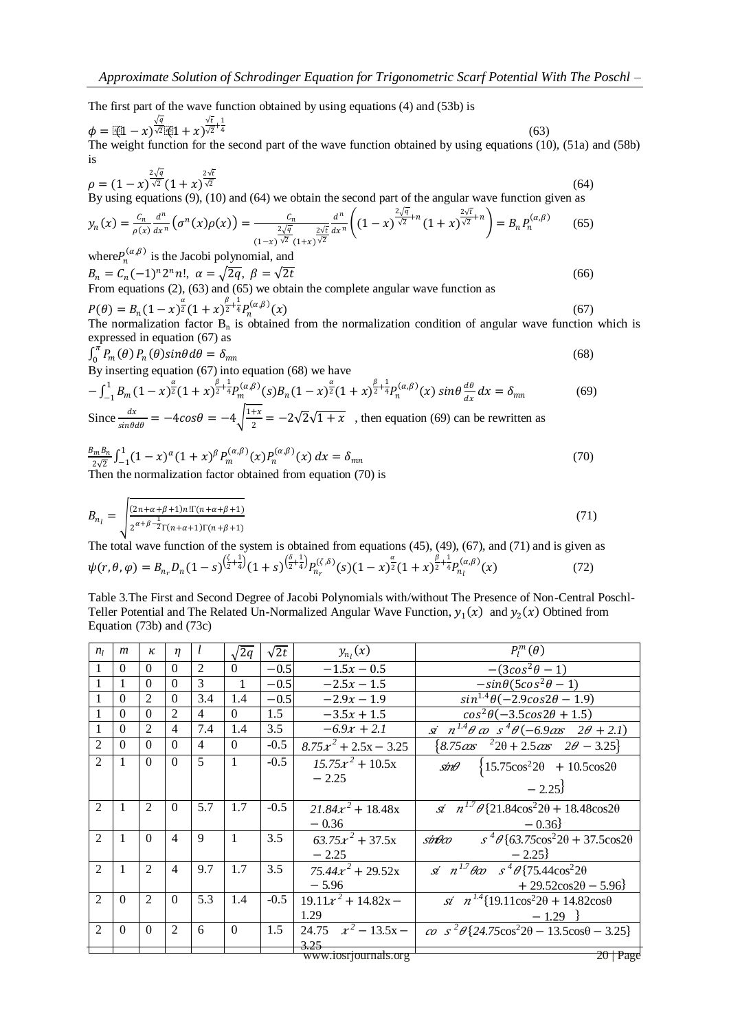The first part of the wave function obtained by using equations (4) and (53b) is

$$\phi = (1-x)^{\frac{\sqrt{q}}{\sqrt{2}}}(1+x)^{\frac{\sqrt{t}}{\sqrt{2}}+\frac{1}{4}} \quad (63)$$

The weight function for the second part of the wave function obtained by using equations (10), (51a) and (58b) is

$$\rho = (1-x)^{\frac{2\sqrt{q}}{\sqrt{2}}}(1+x)^{\frac{2\sqrt{t}}{\sqrt{2}}} \quad (64)$$

By using equations (9), (10) and (64) we obtain the second part of the angular wave function given as

$$y_n(x) = \frac{C_n}{\rho(x)}\frac{d^n}{dx^n}\left(\sigma^n(x)\rho(x)\right) = \frac{C_n}{(1-x)^{\frac{2\sqrt{q}}{\sqrt{2}}}(1+x)^{\frac{2\sqrt{t}}{\sqrt{2}}}}\frac{d^n}{dx^n}\left((1-x)^{\frac{2\sqrt{q}}{\sqrt{2}}+n}(1+x)^{\frac{2\sqrt{t}}{\sqrt{2}}+n}\right) = B_n P_n^{(\alpha,\beta)} \quad (65)$$

where $P_n^{(\alpha,\beta)}$ is the Jacobi polynomial, and

$$B_n = C_n(-1)^n 2^n n!,\ \alpha = \sqrt{2q},\ \beta = \sqrt{2t} \quad (66)$$

From equations (2), (63) and (65) we obtain the complete angular wave function as

$$P(\theta) = B_n(1-x)^{\frac{\alpha}{2}}(1+x)^{\frac{\beta}{2}+\frac{1}{4}}P_n^{(\alpha,\beta)}(x) \quad (67)$$

The normalization factor $B_n$ is obtained from the normalization condition of angular wave function which is expressed in equation (67) as

$$\int_0^\pi P_m(\theta)\,P_n(\theta)\sin\theta\,d\theta = \delta_{mn} \quad (68)$$

By inserting equation (67) into equation (68) we have

$$-\int_{-1}^{1} B_m(1-x)^{\frac{\alpha}{2}}(1+x)^{\frac{\beta}{2}+\frac{1}{4}}P_m^{(\alpha,\beta)}(s)B_n(1-x)^{\frac{\alpha}{2}}(1+x)^{\frac{\beta}{2}+\frac{1}{4}}P_n^{(\alpha,\beta)}(x)\sin\theta\frac{d\theta}{dx}dx = \delta_{mn} \quad (69)$$

Since $\frac{dx}{\sin\theta d\theta} = -4\cos\theta = -4\sqrt{\frac{1+x}{2}} = -2\sqrt{2}\sqrt{1+x}$ , then equation (69) can be rewritten as

$$\frac{B_m B_n}{2\sqrt{2}}\int_{-1}^{1}(1-x)^{\alpha}(1+x)^{\beta}P_m^{(\alpha,\beta)}(x)P_n^{(\alpha,\beta)}(x)\,dx = \delta_{mn} \quad (70)$$

Then the normalization factor obtained from equation (70) is

$$B_{n_l} = \sqrt{\frac{(2n+\alpha+\beta+1)n!\,\Gamma(n+\alpha+\beta+1)}{2^{\alpha+\beta-\frac{1}{2}}\Gamma(n+\alpha+1)\Gamma(n+\beta+1)}} \quad (71)$$

The total wave function of the system is obtained from equations (45), (49), (67), and (71) and is given as

$$\psi(r,\theta,\varphi) = B_{n_r}D_n(1-s)^{\left(\frac{\zeta}{2}+\frac{1}{4}\right)}(1+s)^{\left(\frac{\delta}{2}+\frac{1}{4}\right)}P_{n_r}^{(\zeta,\delta)}(s)(1-x)^{\frac{\alpha}{2}}(1+x)^{\frac{\beta}{2}+\frac{1}{4}}P_{n_l}^{(\alpha,\beta)}(x) \quad (72)$$

Table 3.The First and Second Degree of Jacobi Polynomials with/without The Presence of Non-Central Poschl-Teller Potential and The Related Un-Normalized Angular Wave Function, $y_1(x)$ and $y_2(x)$ Obtined from Equation (73b) and (73c)

| $n_l$ | $m$ | $\kappa$ | $\eta$ | $l$ | $\sqrt{2q}$ | $\sqrt{2t}$ | $y_{n_l}(x)$ | $P_l^m(\theta)$ |
|---|---|---|---|---|---|---|---|---|
| 1 | 0 | 0 | 0 | 2 | 0 | $-0.5$ | $-1.5x - 0.5$ | $-(3\cos^2\theta - 1)$ |
| 1 | 1 | 0 | 0 | 3 | 1 | $-0.5$ | $-2.5x - 1.5$ | $-\sin\theta(5\cos^2\theta - 1)$ |
| 1 | 0 | 2 | 0 | 3.4 | 1.4 | $-0.5$ | $-2.9x - 1.9$ | $\sin^{1.4}\theta(-2.9\cos 2\theta - 1.9)$ |
| 1 | 0 | 0 | 2 | 4 | 0 | 1.5 | $-3.5x + 1.5$ | $\cos^2\theta(-3.5\cos 2\theta + 1.5)$ |
| 1 | 0 | 2 | 4 | 7.4 | 1.4 | 3.5 | $-6.9x + 2.1$ | $\sin^{1.4}\theta\cos^4\theta(-6.9\cos 2\theta + 2.1)$ |
| 2 | 0 | 0 | 0 | 4 | 0 | -0.5 | $8.75x^2 + 2.5x - 3.25$ | $\{8.75\cos^2 2\theta + 2.5\cos 2\theta - 3.25\}$ |
| 2 | 1 | 0 | 0 | 5 | 1 | -0.5 | $15.75x^2 + 10.5x - 2.25$ | $\sin\theta\{15.75\cos^2 2\theta + 10.5\cos 2\theta - 2.25\}$ |
| 2 | 1 | 2 | 0 | 5.7 | 1.7 | -0.5 | $21.84x^2 + 18.48x - 0.36$ | $\sin^{1.7}\theta\{21.84\cos^2 2\theta + 18.48\cos 2\theta - 0.36\}$ |
| 2 | 1 | 0 | 4 | 9 | 1 | 3.5 | $63.75x^2 + 37.5x - 2.25$ | $\sin\theta\cos^4\theta\{63.75\cos^2 2\theta + 37.5\cos 2\theta - 2.25\}$ |
| 2 | 1 | 2 | 4 | 9.7 | 1.7 | 3.5 | $75.44x^2 + 29.52x - 5.96$ | $\sin^{1.7}\theta\cos^4\theta\{75.44\cos^2 2\theta + 29.52\cos 2\theta - 5.96\}$ |
| 2 | 0 | 2 | 0 | 5.3 | 1.4 | -0.5 | $19.11x^2 + 14.82x - 1.29$ | $\sin^{1.4}\{19.11\cos^2 2\theta + 14.82\cos\theta - 1.29\}$ |
| 2 | 0 | 0 | 2 | 6 | 0 | 1.5 | $24.75x^2 - 13.5x - 3.25$ | $\cos^2\theta\{24.75\cos^2 2\theta - 13.5\cos\theta - 3.25\}$ |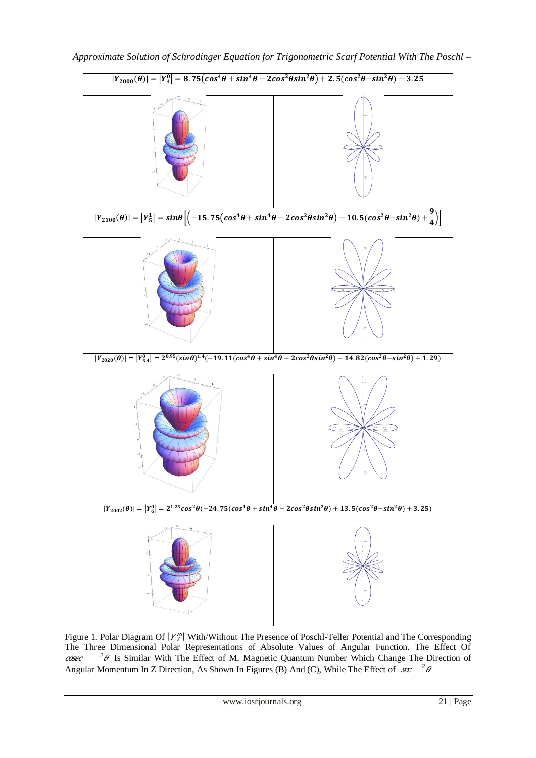$$|Y_{2000}(\theta)| = |Y_4^0| = 8.75\left(\cos^4\theta + \sin^4\theta - 2\cos^2\theta\sin^2\theta\right) + 2.5(\cos^2\theta - \sin^2\theta) - 3.25$$

$$|Y_{2100}(\theta)| = |Y_5^1| = \sin\theta\left[\left(-15.75\left(\cos^4\theta + \sin^4\theta - 2\cos^2\theta\sin^2\theta\right) - 10.5(\cos^2\theta - \sin^2\theta) + \frac{9}{4}\right)\right]$$

$$|Y_{2020}(\theta)| = |Y_{5.4}^0| = 2^{0.95}(\sin\theta)^{1.4}(-19.11(\cos^4\theta + \sin^4\theta - 2\cos^2\theta\sin^2\theta) - 14.82(\cos^2\theta - \sin^2\theta) + 1.29)$$

$$|Y_{2002}(\theta)| = |Y_6^0| = 2^{1.25}\cos^2\theta(-24.75(\cos^4\theta + \sin^4\theta - 2\cos^2\theta\sin^2\theta) + 13.5(\cos^2\theta - \sin^2\theta) + 3.25)$$

Figure 1. Polar Diagram Of $|Y_l^m|$ With/Without The Presence of Poschl-Teller Potential and The Corresponding The Three Dimensional Polar Representations of Absolute Values of Angular Function. The Effect Of $\csc^2\theta$ Is Similar With The Effect of M, Magnetic Quantum Number Which Change The Direction of Angular Momentum In Z Direction, As Shown In Figures (B) And (C), While The Effect of $\sec^2\theta$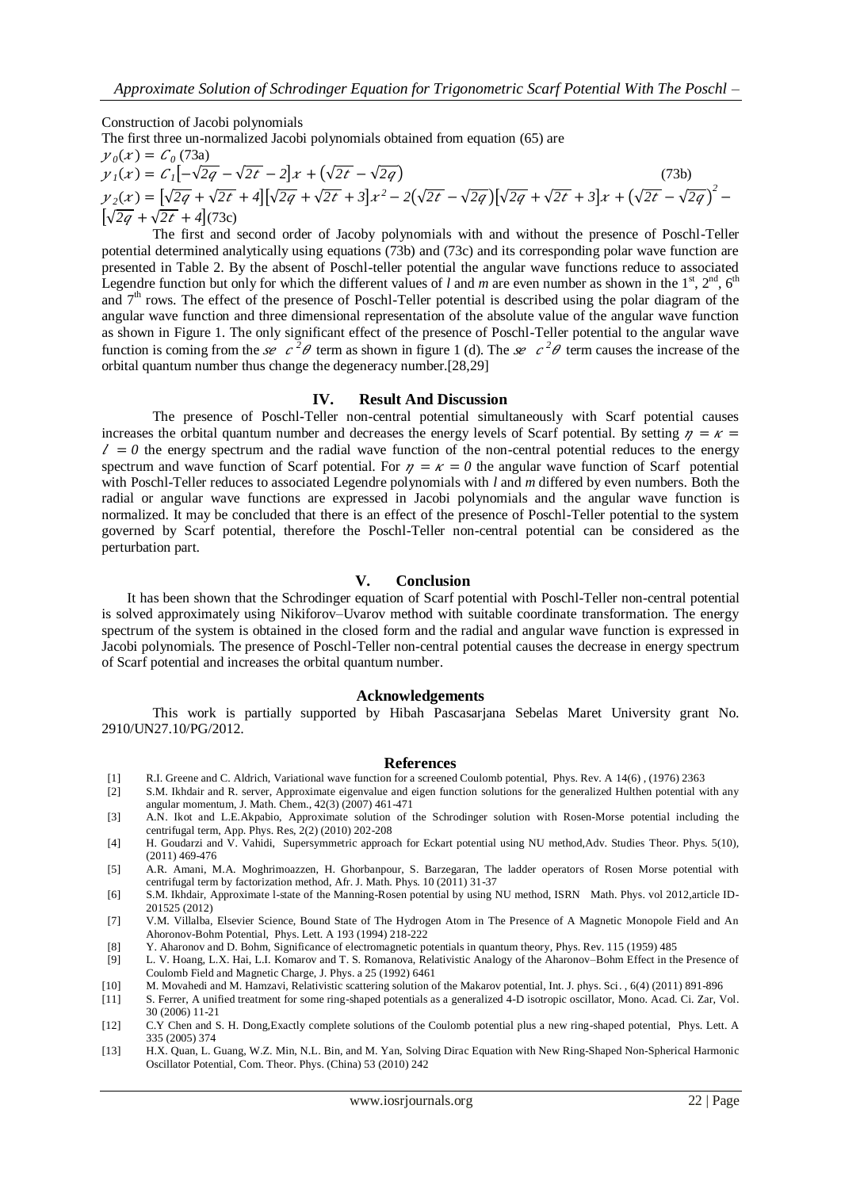Construction of Jacobi polynomials

The first three un-normalized Jacobi polynomials obtained from equation (65) are

$$y_0(x) = C_0 \quad (73a)$$

$$y_1(x) = C_1\left[-\sqrt{2q} - \sqrt{2t} - 2\right]x + \left(\sqrt{2t} - \sqrt{2q}\right) \quad (73b)$$

$$y_2(x) = \left[\sqrt{2q} + \sqrt{2t} + 4\right]\left[\sqrt{2q} + \sqrt{2t} + 3\right]x^2 - 2\left(\sqrt{2t} - \sqrt{2q}\right)\left[\sqrt{2q} + \sqrt{2t} + 3\right]x + \left(\sqrt{2t} - \sqrt{2q}\right)^2 - \left[\sqrt{2q} + \sqrt{2t} + 4\right] \quad (73c)$$

The first and second order of Jacoby polynomials with and without the presence of Poschl-Teller potential determined analytically using equations (73b) and (73c) and its corresponding polar wave function are presented in Table 2. By the absent of Poschl-teller potential the angular wave functions reduce to associated Legendre function but only for which the different values of $l$ and $m$ are even number as shown in the 1st, 2nd, 6th and 7th rows. The effect of the presence of Poschl-Teller potential is described using the polar diagram of the angular wave function and three dimensional representation of the absolute value of the angular wave function as shown in Figure 1. The only significant effect of the presence of Poschl-Teller potential to the angular wave function is coming from the $sec^2\theta$ term as shown in figure 1 (d). The $sec^2\theta$ term causes the increase of the orbital quantum number thus change the degeneracy number.[28,29]

## IV. Result And Discussion

The presence of Poschl-Teller non-central potential simultaneously with Scarf potential causes increases the orbital quantum number and decreases the energy levels of Scarf potential. By setting $\eta = \kappa = l = 0$ the energy spectrum and the radial wave function of the non-central potential reduces to the energy spectrum and wave function of Scarf potential. For $\eta = \kappa = 0$ the angular wave function of Scarf potential with Poschl-Teller reduces to associated Legendre polynomials with $l$ and $m$ differed by even numbers. Both the radial or angular wave functions are expressed in Jacobi polynomials and the angular wave function is normalized. It may be concluded that there is an effect of the presence of Poschl-Teller potential to the system governed by Scarf potential, therefore the Poschl-Teller non-central potential can be considered as the perturbation part.

## V. Conclusion

It has been shown that the Schrodinger equation of Scarf potential with Poschl-Teller non-central potential is solved approximately using Nikiforov–Uvarov method with suitable coordinate transformation. The energy spectrum of the system is obtained in the closed form and the radial and angular wave function is expressed in Jacobi polynomials. The presence of Poschl-Teller non-central potential causes the decrease in energy spectrum of Scarf potential and increases the orbital quantum number.

## Acknowledgements

This work is partially supported by Hibah Pascasarjana Sebelas Maret University grant No. 2910/UN27.10/PG/2012.

## References

[1] R.I. Greene and C. Aldrich, Variational wave function for a screened Coulomb potential, Phys. Rev. A 14(6) , (1976) 2363

[2] S.M. Ikhdair and R. server, Approximate eigenvalue and eigen function solutions for the generalized Hulthen potential with any angular momentum, J. Math. Chem., 42(3) (2007) 461-471

[3] A.N. Ikot and L.E.Akpabio, Approximate solution of the Schrodinger solution with Rosen-Morse potential including the centrifugal term, App. Phys. Res, 2(2) (2010) 202-208

[4] H. Goudarzi and V. Vahidi, Supersymmetric approach for Eckart potential using NU method,Adv. Studies Theor. Phys. 5(10), (2011) 469-476

[5] A.R. Amani, M.A. Moghrimoazzen, H. Ghorbanpour, S. Barzegaran, The ladder operators of Rosen Morse potential with centrifugal term by factorization method, Afr. J. Math. Phys. 10 (2011) 31-37

[6] S.M. Ikhdair, Approximate l-state of the Manning-Rosen potential by using NU method, ISRN Math. Phys. vol 2012,article ID-201525 (2012)

[7] V.M. Villalba, Elsevier Science, Bound State of The Hydrogen Atom in The Presence of A Magnetic Monopole Field and An Ahoronov-Bohm Potential, Phys. Lett. A 193 (1994) 218-222

[8] Y. Aharonov and D. Bohm, Significance of electromagnetic potentials in quantum theory, Phys. Rev. 115 (1959) 485

[9] L. V. Hoang, L.X. Hai, L.I. Komarov and T. S. Romanova, Relativistic Analogy of the Aharonov–Bohm Effect in the Presence of Coulomb Field and Magnetic Charge, J. Phys. a 25 (1992) 6461

[10] M. Movahedi and M. Hamzavi, Relativistic scattering solution of the Makarov potential, Int. J. phys. Sci. , 6(4) (2011) 891-896

[11] S. Ferrer, A unified treatment for some ring-shaped potentials as a generalized 4-D isotropic oscillator, Mono. Acad. Ci. Zar, Vol. 30 (2006) 11-21

[12] C.Y Chen and S. H. Dong,Exactly complete solutions of the Coulomb potential plus a new ring-shaped potential, Phys. Lett. A 335 (2005) 374

[13] H.X. Quan, L. Guang, W.Z. Min, N.L. Bin, and M. Yan, Solving Dirac Equation with New Ring-Shaped Non-Spherical Harmonic Oscillator Potential, Com. Theor. Phys. (China) 53 (2010) 242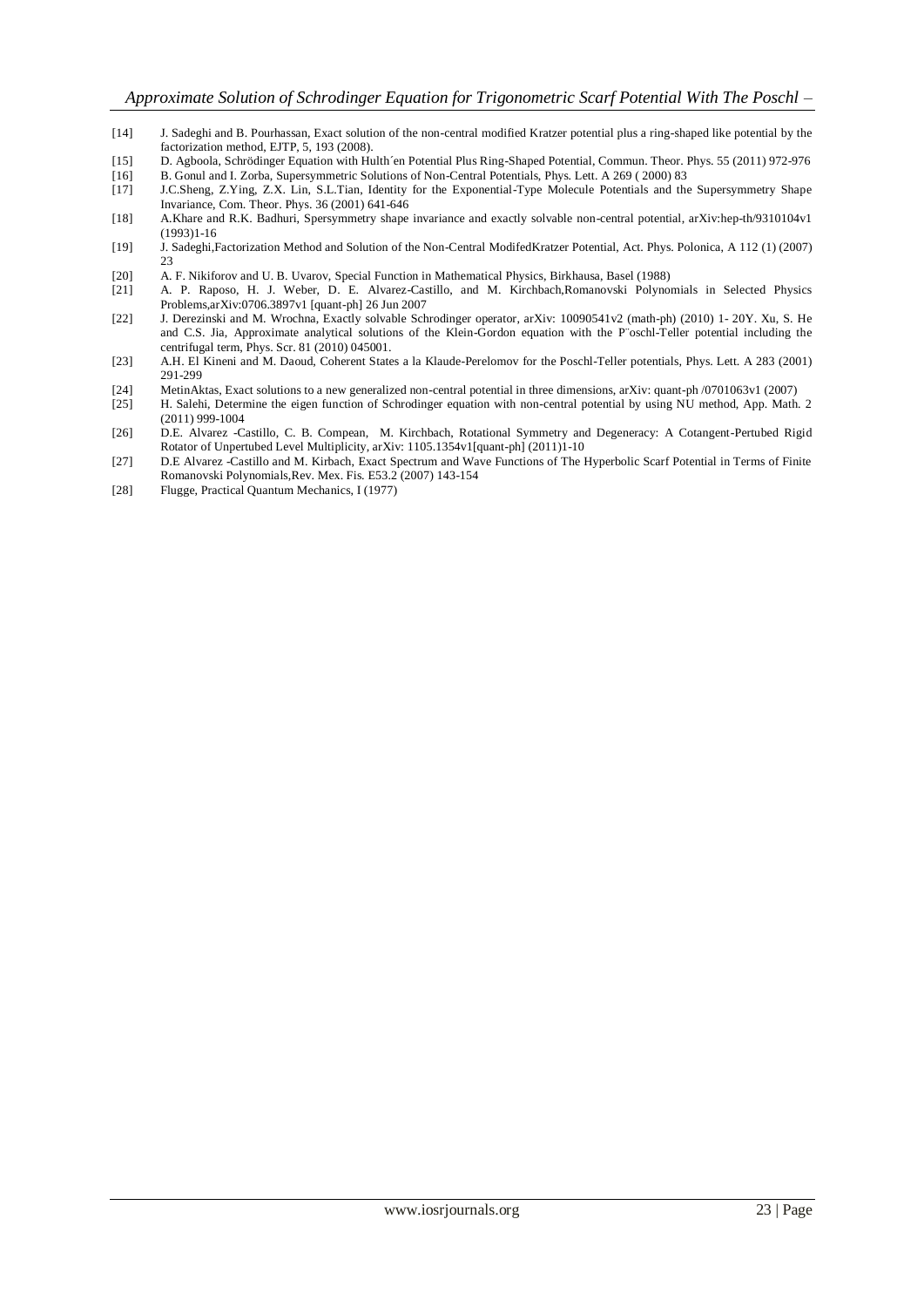[14] J. Sadeghi and B. Pourhassan, Exact solution of the non-central modified Kratzer potential plus a ring-shaped like potential by the factorization method, EJTP, 5, 193 (2008).

[15] D. Agboola, Schrödinger Equation with Hulth´en Potential Plus Ring-Shaped Potential, Commun. Theor. Phys. 55 (2011) 972-976

[16] B. Gonul and I. Zorba, Supersymmetric Solutions of Non-Central Potentials, Phys. Lett. A 269 ( 2000) 83

[17] J.C.Sheng, Z.Ying, Z.X. Lin, S.L.Tian, Identity for the Exponential-Type Molecule Potentials and the Supersymmetry Shape Invariance, Com. Theor. Phys. 36 (2001) 641-646

[18] A.Khare and R.K. Badhuri, Spersymmetry shape invariance and exactly solvable non-central potential, arXiv:hep-th/9310104v1 (1993)1-16

[19] J. Sadeghi,Factorization Method and Solution of the Non-Central ModifedKratzer Potential, Act. Phys. Polonica, A 112 (1) (2007) 23

[20] A. F. Nikiforov and U. B. Uvarov, Special Function in Mathematical Physics, Birkhausa, Basel (1988)

[21] A. P. Raposo, H. J. Weber, D. E. Alvarez-Castillo, and M. Kirchbach,Romanovski Polynomials in Selected Physics Problems,arXiv:0706.3897v1 [quant-ph] 26 Jun 2007

[22] J. Derezinski and M. Wrochna, Exactly solvable Schrodinger operator, arXiv: 10090541v2 (math-ph) (2010) 1- 20Y. Xu, S. He and C.S. Jia, Approximate analytical solutions of the Klein-Gordon equation with the P¨oschl-Teller potential including the centrifugal term, Phys. Scr. 81 (2010) 045001.

[23] A.H. El Kineni and M. Daoud, Coherent States a la Klaude-Perelomov for the Poschl-Teller potentials, Phys. Lett. A 283 (2001) 291-299

[24] MetinAktas, Exact solutions to a new generalized non-central potential in three dimensions, arXiv: quant-ph /0701063v1 (2007)

[25] H. Salehi, Determine the eigen function of Schrodinger equation with non-central potential by using NU method, App. Math. 2 (2011) 999-1004

[26] D.E. Alvarez -Castillo, C. B. Compean, M. Kirchbach, Rotational Symmetry and Degeneracy: A Cotangent-Pertubed Rigid Rotator of Unpertubed Level Multiplicity, arXiv: 1105.1354v1[quant-ph] (2011)1-10

[27] D.E Alvarez -Castillo and M. Kirbach, Exact Spectrum and Wave Functions of The Hyperbolic Scarf Potential in Terms of Finite Romanovski Polynomials,Rev. Mex. Fis. E53.2 (2007) 143-154

[28] Flugge, Practical Quantum Mechanics, I (1977)